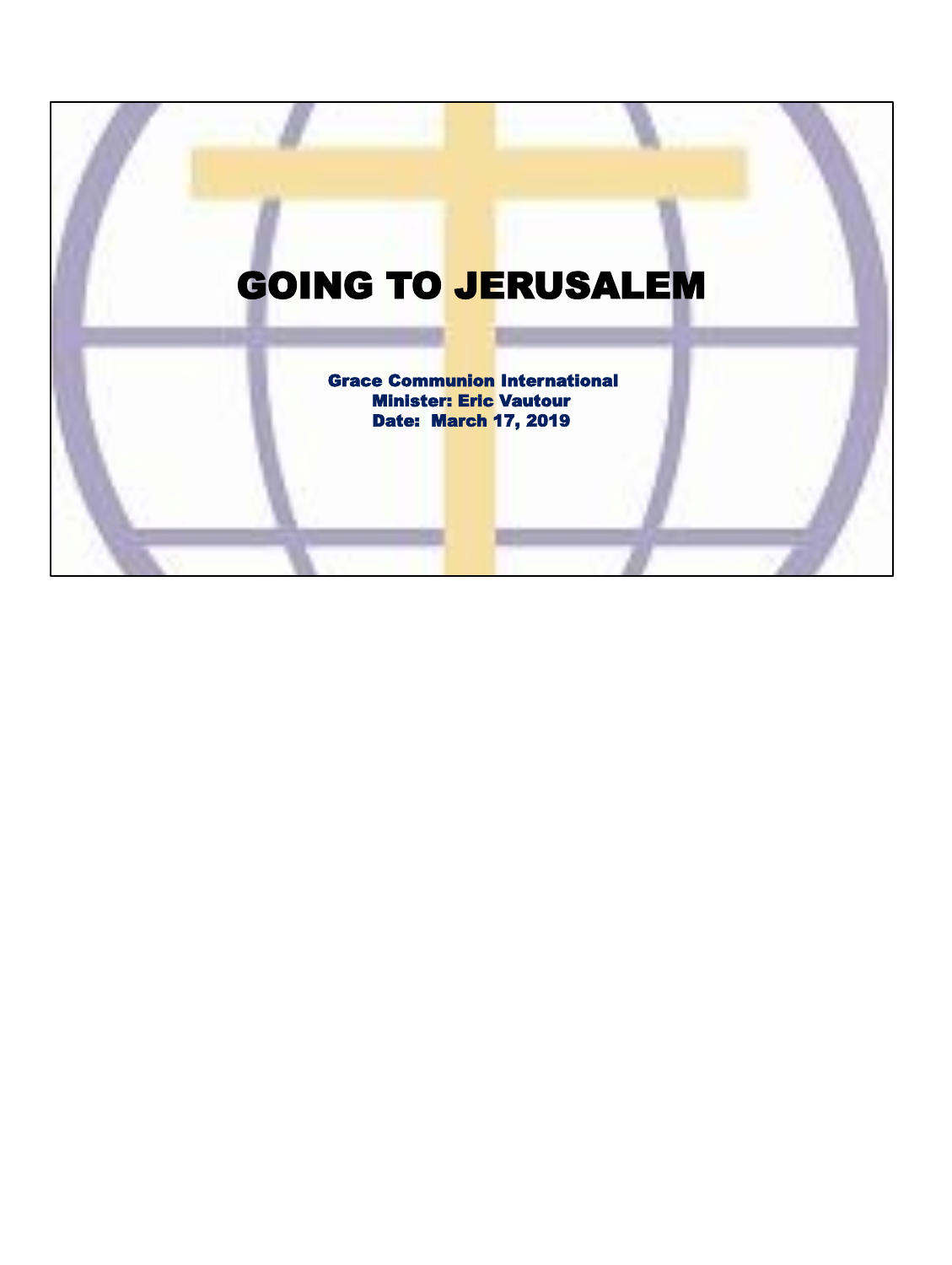# GOING TO JERUSALEM

**Grace Communion International**
**Minister: Eric Vautour**
**Date: March 17, 2019**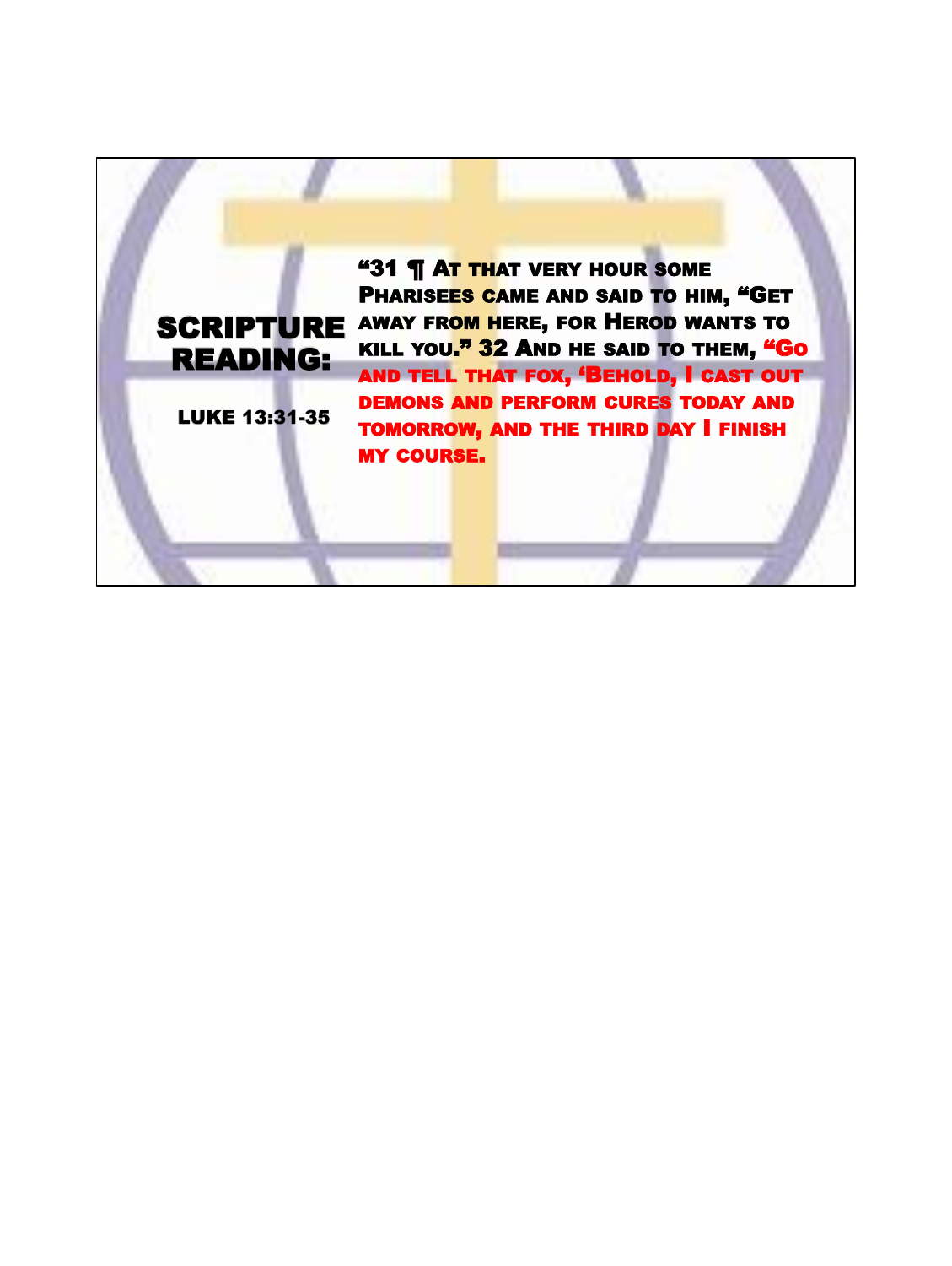# SCRIPTURE READING:

LUKE 13:31-35

"31 ¶ At that very hour some Pharisees came and said to him, "Get away from here, for Herod wants to kill you." 32 And he said to them, "Go and tell that fox, 'Behold, I cast out demons and perform cures today and tomorrow, and the third day I finish my course.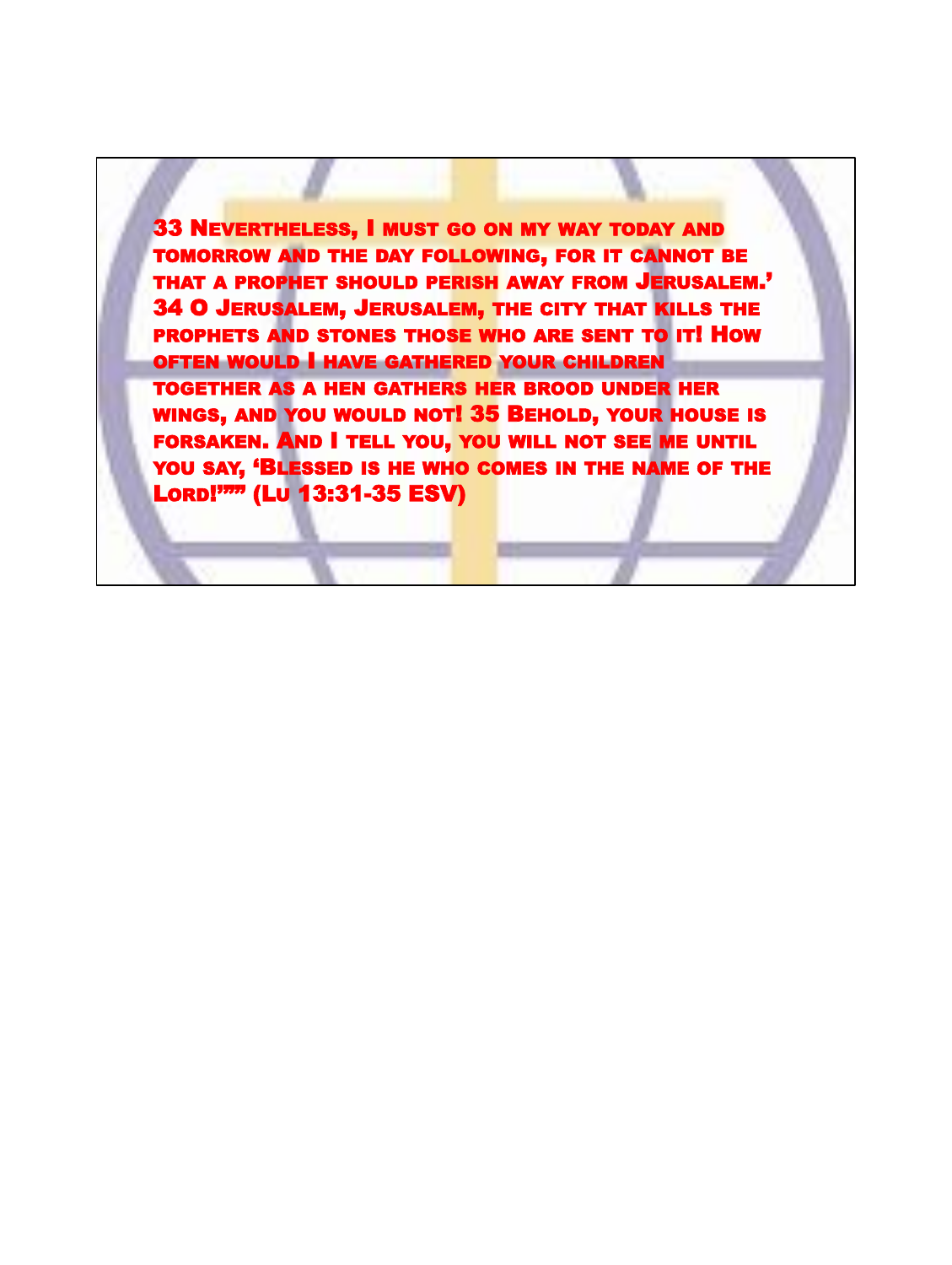33 Nevertheless, I must go on my way today and tomorrow and the day following, for it cannot be that a prophet should perish away from Jerusalem.' 34 O Jerusalem, Jerusalem, the city that kills the prophets and stones those who are sent to it! How often would I have gathered your children together as a hen gathers her brood under her wings, and you would not! 35 Behold, your house is forsaken. And I tell you, you will not see me until you say, 'Blessed is he who comes in the name of the Lord!'"" (Lu 13:31-35 ESV)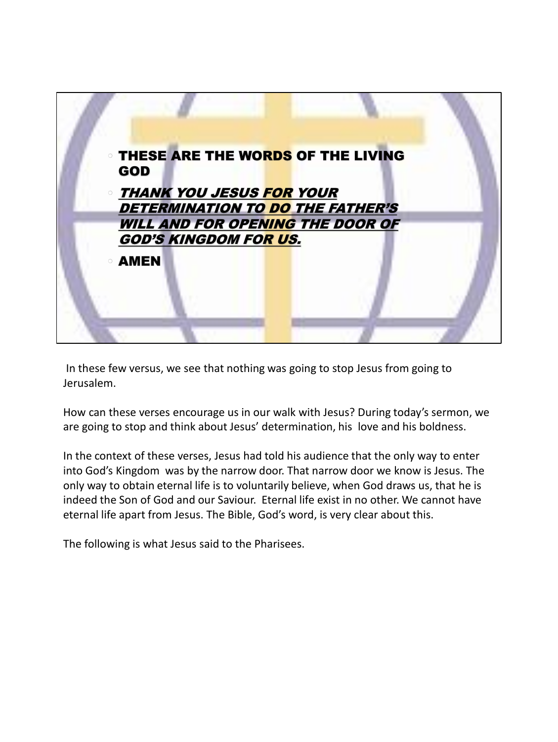- **THESE ARE THE WORDS OF THE LIVING GOD**
- ***THANK YOU JESUS FOR YOUR DETERMINATION TO DO THE FATHER'S WILL AND FOR OPENING THE DOOR OF GOD'S KINGDOM FOR US.***
- **AMEN**

In these few versus, we see that nothing was going to stop Jesus from going to Jerusalem.

How can these verses encourage us in our walk with Jesus? During today's sermon, we are going to stop and think about Jesus' determination, his love and his boldness.

In the context of these verses, Jesus had told his audience that the only way to enter into God's Kingdom was by the narrow door. That narrow door we know is Jesus. The only way to obtain eternal life is to voluntarily believe, when God draws us, that he is indeed the Son of God and our Saviour. Eternal life exist in no other. We cannot have eternal life apart from Jesus. The Bible, God's word, is very clear about this.

The following is what Jesus said to the Pharisees.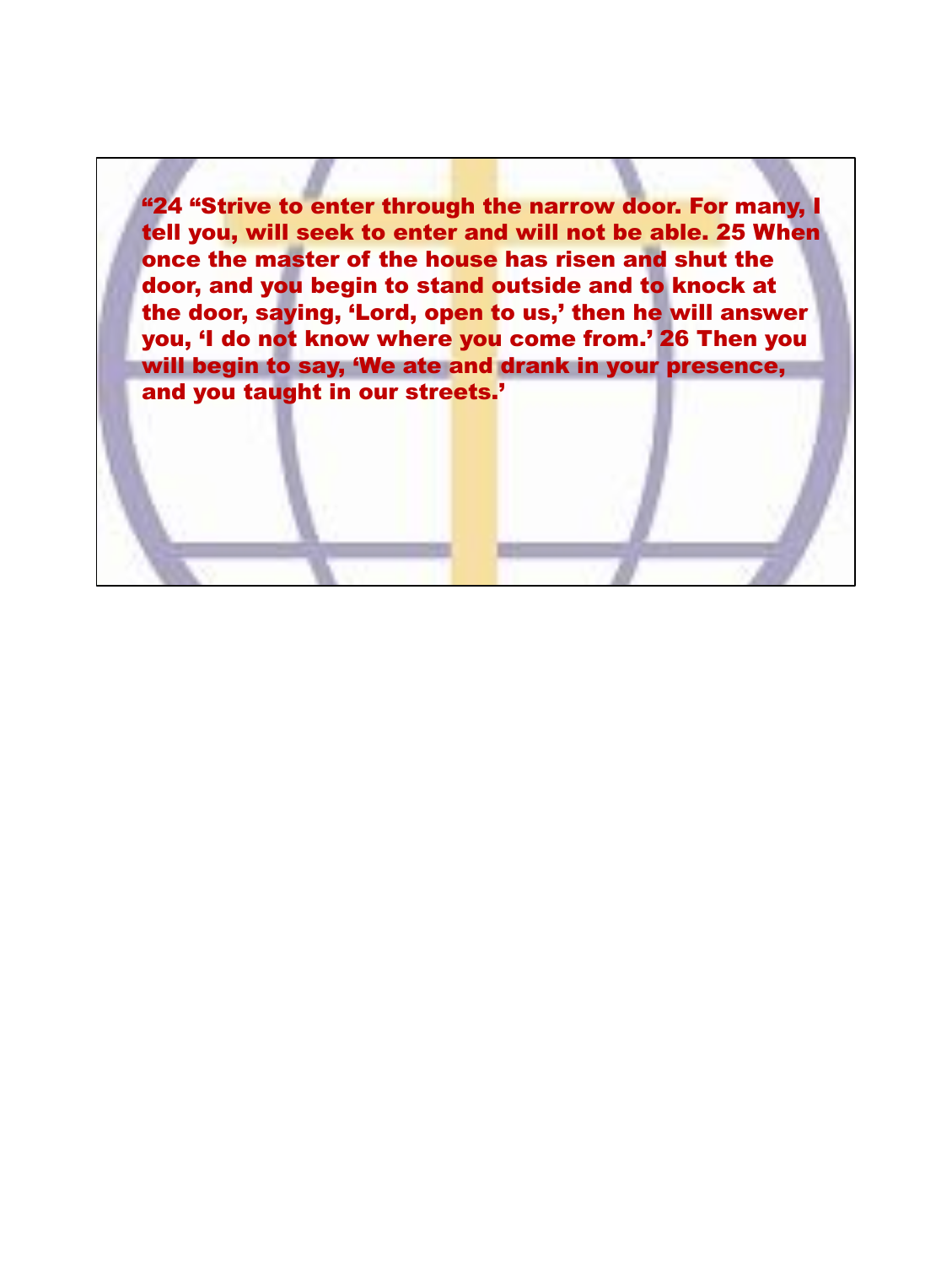**"24 "Strive to enter through the narrow door. For many, I tell you, will seek to enter and will not be able. 25 When once the master of the house has risen and shut the door, and you begin to stand outside and to knock at the door, saying, 'Lord, open to us,' then he will answer you, 'I do not know where you come from.' 26 Then you will begin to say, 'We ate and drank in your presence, and you taught in our streets.'**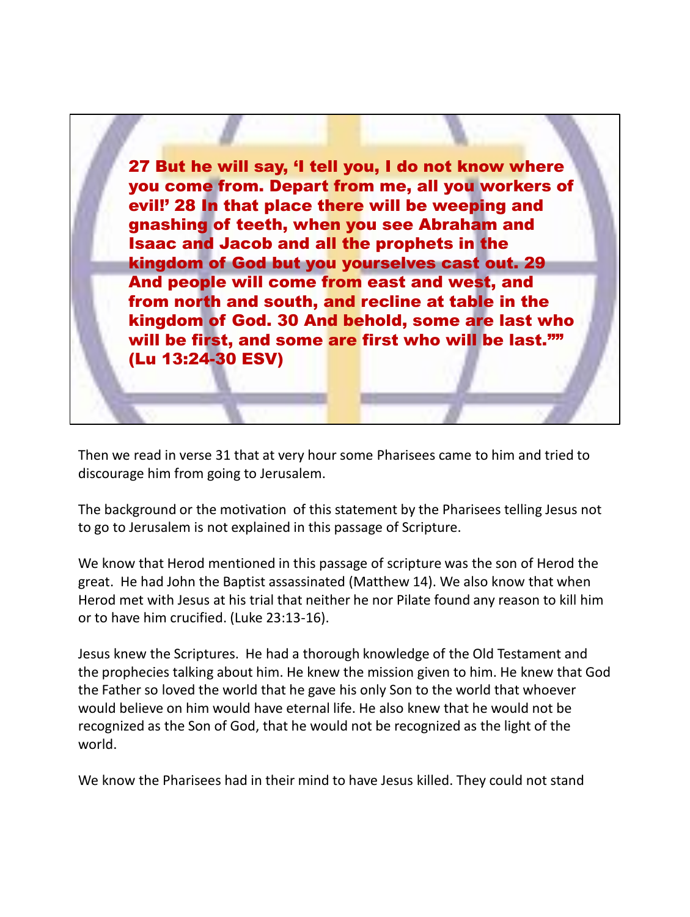27 But he will say, 'I tell you, I do not know where you come from. Depart from me, all you workers of evil!' 28 In that place there will be weeping and gnashing of teeth, when you see Abraham and Isaac and Jacob and all the prophets in the kingdom of God but you yourselves cast out. 29 And people will come from east and west, and from north and south, and recline at table in the kingdom of God. 30 And behold, some are last who will be first, and some are first who will be last."" (Lu 13:24-30 ESV)

Then we read in verse 31 that at very hour some Pharisees came to him and tried to discourage him from going to Jerusalem.

The background or the motivation of this statement by the Pharisees telling Jesus not to go to Jerusalem is not explained in this passage of Scripture.

We know that Herod mentioned in this passage of scripture was the son of Herod the great. He had John the Baptist assassinated (Matthew 14). We also know that when Herod met with Jesus at his trial that neither he nor Pilate found any reason to kill him or to have him crucified. (Luke 23:13-16).

Jesus knew the Scriptures. He had a thorough knowledge of the Old Testament and the prophecies talking about him. He knew the mission given to him. He knew that God the Father so loved the world that he gave his only Son to the world that whoever would believe on him would have eternal life. He also knew that he would not be recognized as the Son of God, that he would not be recognized as the light of the world.

We know the Pharisees had in their mind to have Jesus killed. They could not stand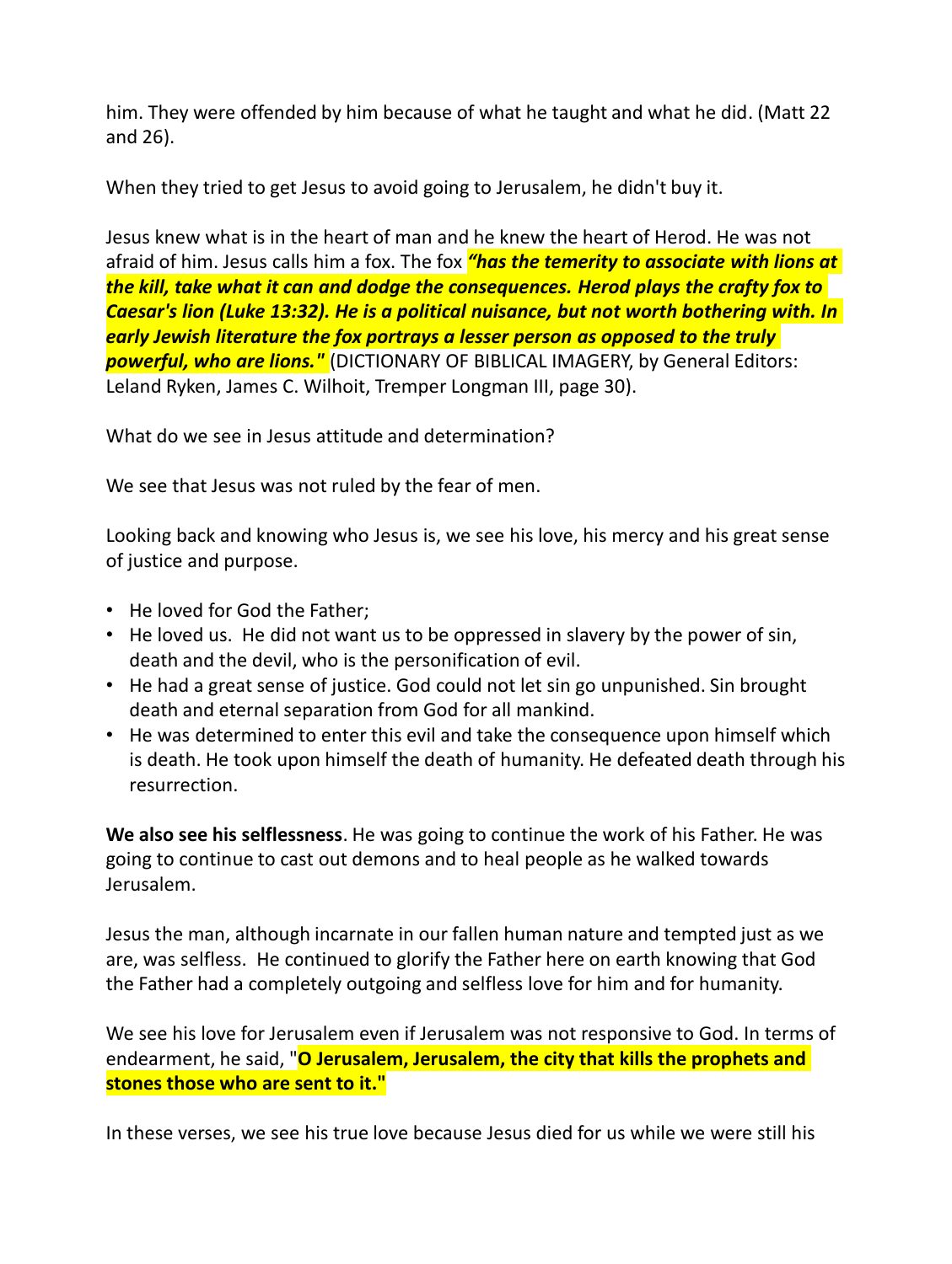him. They were offended by him because of what he taught and what he did. (Matt 22 and 26).

When they tried to get Jesus to avoid going to Jerusalem, he didn't buy it.

Jesus knew what is in the heart of man and he knew the heart of Herod. He was not afraid of him. Jesus calls him a fox. The fox ***"has the temerity to associate with lions at the kill, take what it can and dodge the consequences. Herod plays the crafty fox to Caesar's lion (Luke 13:32). He is a political nuisance, but not worth bothering with. In early Jewish literature the fox portrays a lesser person as opposed to the truly powerful, who are lions."*** (DICTIONARY OF BIBLICAL IMAGERY, by General Editors: Leland Ryken, James C. Wilhoit, Tremper Longman III, page 30).

What do we see in Jesus attitude and determination?

We see that Jesus was not ruled by the fear of men.

Looking back and knowing who Jesus is, we see his love, his mercy and his great sense of justice and purpose.

- He loved for God the Father;
- He loved us. He did not want us to be oppressed in slavery by the power of sin, death and the devil, who is the personification of evil.
- He had a great sense of justice. God could not let sin go unpunished. Sin brought death and eternal separation from God for all mankind.
- He was determined to enter this evil and take the consequence upon himself which is death. He took upon himself the death of humanity. He defeated death through his resurrection.

**We also see his selflessness**. He was going to continue the work of his Father. He was going to continue to cast out demons and to heal people as he walked towards Jerusalem.

Jesus the man, although incarnate in our fallen human nature and tempted just as we are, was selfless. He continued to glorify the Father here on earth knowing that God the Father had a completely outgoing and selfless love for him and for humanity.

We see his love for Jerusalem even if Jerusalem was not responsive to God. In terms of endearment, he said, "**O Jerusalem, Jerusalem, the city that kills the prophets and stones those who are sent to it."**

In these verses, we see his true love because Jesus died for us while we were still his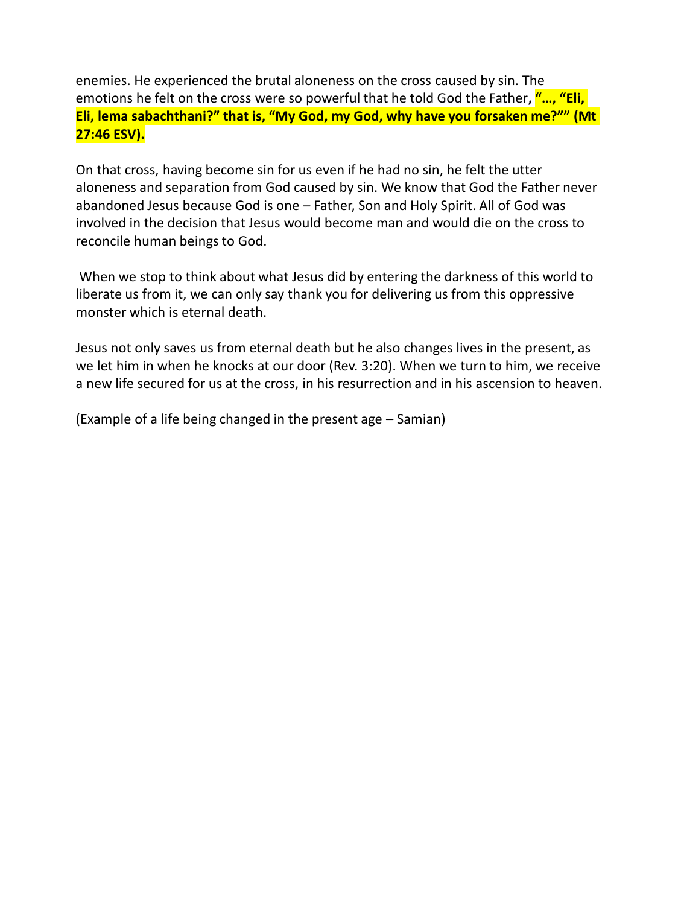enemies. He experienced the brutal aloneness on the cross caused by sin. The emotions he felt on the cross were so powerful that he told God the Father, **"…, "Eli, Eli, lema sabachthani?" that is, "My God, my God, why have you forsaken me?"" (Mt 27:46 ESV).**

On that cross, having become sin for us even if he had no sin, he felt the utter aloneness and separation from God caused by sin. We know that God the Father never abandoned Jesus because God is one – Father, Son and Holy Spirit. All of God was involved in the decision that Jesus would become man and would die on the cross to reconcile human beings to God.

When we stop to think about what Jesus did by entering the darkness of this world to liberate us from it, we can only say thank you for delivering us from this oppressive monster which is eternal death.

Jesus not only saves us from eternal death but he also changes lives in the present, as we let him in when he knocks at our door (Rev. 3:20). When we turn to him, we receive a new life secured for us at the cross, in his resurrection and in his ascension to heaven.

(Example of a life being changed in the present age – Samian)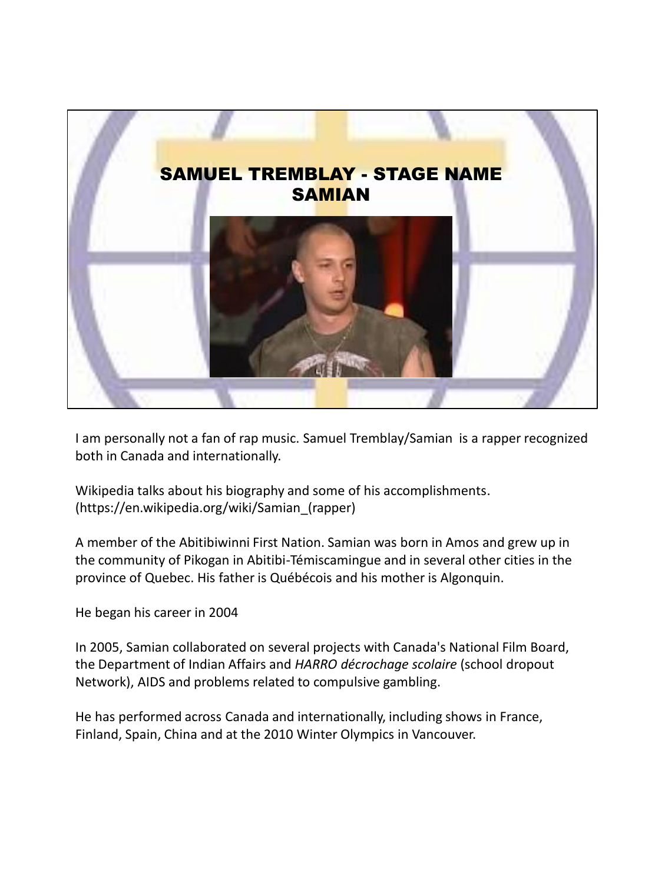# SAMUEL TREMBLAY - STAGE NAME SAMIAN

I am personally not a fan of rap music. Samuel Tremblay/Samian is a rapper recognized both in Canada and internationally.

Wikipedia talks about his biography and some of his accomplishments. (https://en.wikipedia.org/wiki/Samian_(rapper)

A member of the Abitibiwinni First Nation. Samian was born in Amos and grew up in the community of Pikogan in Abitibi-Témiscamingue and in several other cities in the province of Quebec. His father is Québécois and his mother is Algonquin.

He began his career in 2004

In 2005, Samian collaborated on several projects with Canada's National Film Board, the Department of Indian Affairs and *HARRO décrochage scolaire* (school dropout Network), AIDS and problems related to compulsive gambling.

He has performed across Canada and internationally, including shows in France, Finland, Spain, China and at the 2010 Winter Olympics in Vancouver.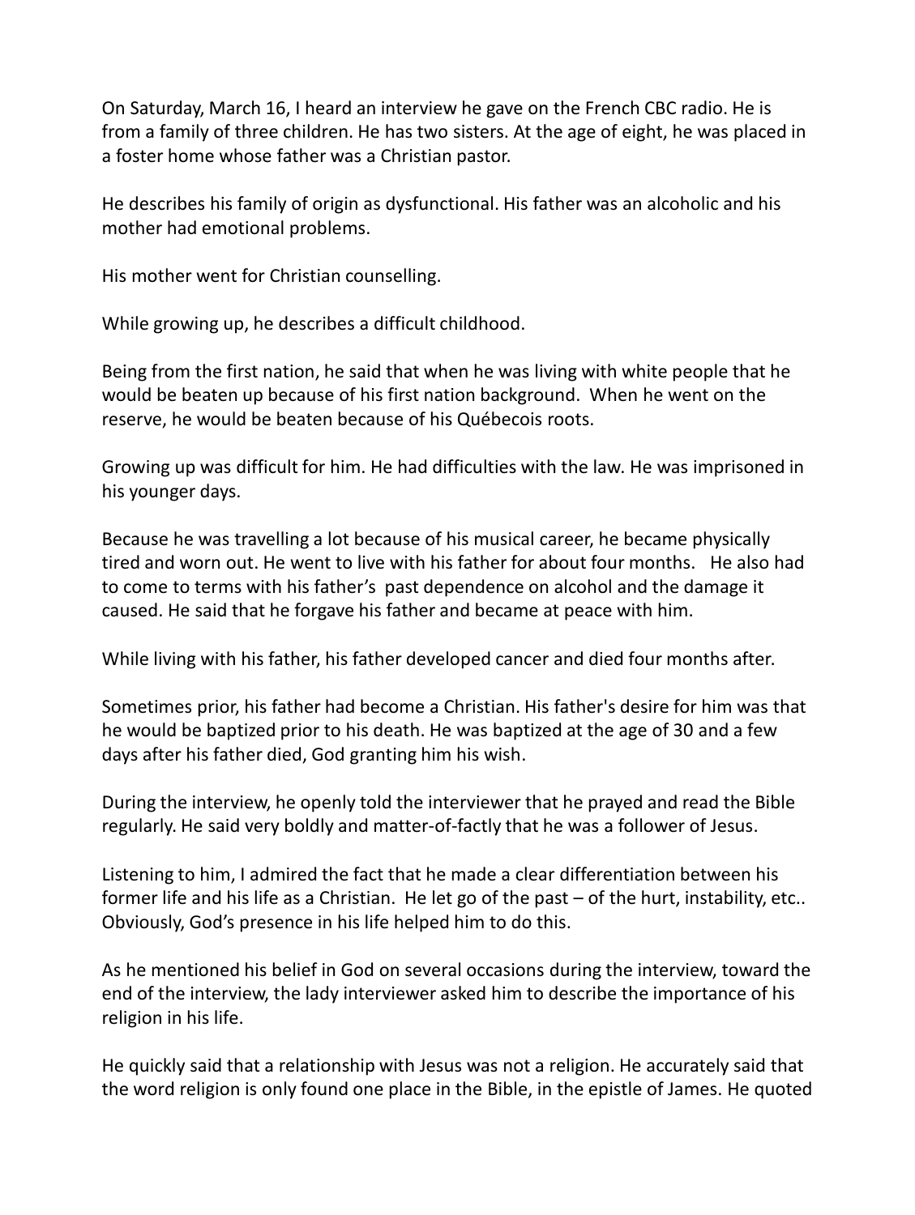On Saturday, March 16, I heard an interview he gave on the French CBC radio. He is from a family of three children. He has two sisters. At the age of eight, he was placed in a foster home whose father was a Christian pastor.

He describes his family of origin as dysfunctional. His father was an alcoholic and his mother had emotional problems.

His mother went for Christian counselling.

While growing up, he describes a difficult childhood.

Being from the first nation, he said that when he was living with white people that he would be beaten up because of his first nation background. When he went on the reserve, he would be beaten because of his Québecois roots.

Growing up was difficult for him. He had difficulties with the law. He was imprisoned in his younger days.

Because he was travelling a lot because of his musical career, he became physically tired and worn out. He went to live with his father for about four months. He also had to come to terms with his father's past dependence on alcohol and the damage it caused. He said that he forgave his father and became at peace with him.

While living with his father, his father developed cancer and died four months after.

Sometimes prior, his father had become a Christian. His father's desire for him was that he would be baptized prior to his death. He was baptized at the age of 30 and a few days after his father died, God granting him his wish.

During the interview, he openly told the interviewer that he prayed and read the Bible regularly. He said very boldly and matter-of-factly that he was a follower of Jesus.

Listening to him, I admired the fact that he made a clear differentiation between his former life and his life as a Christian. He let go of the past – of the hurt, instability, etc.. Obviously, God's presence in his life helped him to do this.

As he mentioned his belief in God on several occasions during the interview, toward the end of the interview, the lady interviewer asked him to describe the importance of his religion in his life.

He quickly said that a relationship with Jesus was not a religion. He accurately said that the word religion is only found one place in the Bible, in the epistle of James. He quoted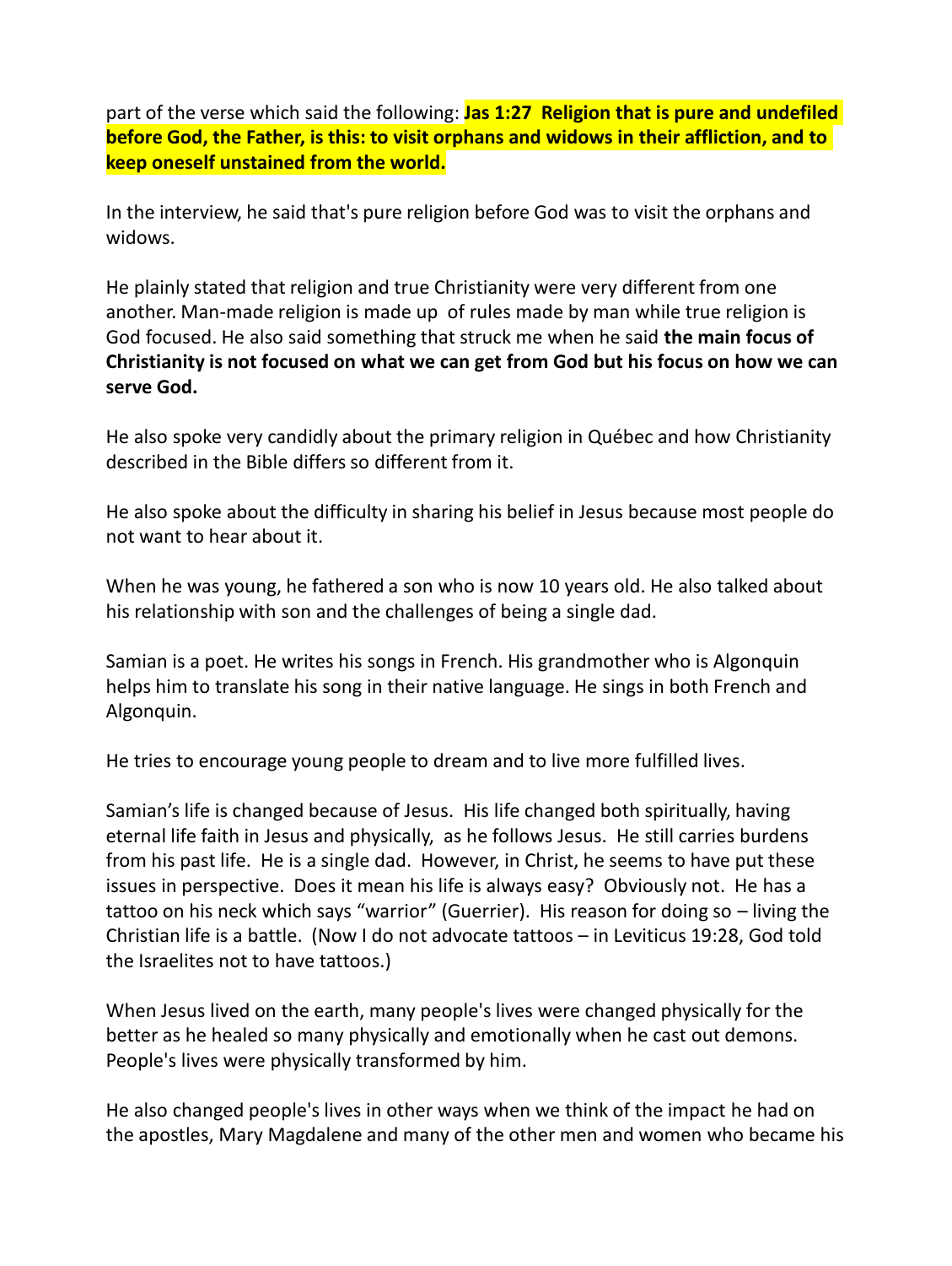part of the verse which said the following: **Jas 1:27 Religion that is pure and undefiled before God, the Father, is this: to visit orphans and widows in their affliction, and to keep oneself unstained from the world.**

In the interview, he said that's pure religion before God was to visit the orphans and widows.

He plainly stated that religion and true Christianity were very different from one another. Man-made religion is made up of rules made by man while true religion is God focused. He also said something that struck me when he said **the main focus of Christianity is not focused on what we can get from God but his focus on how we can serve God.**

He also spoke very candidly about the primary religion in Québec and how Christianity described in the Bible differs so different from it.

He also spoke about the difficulty in sharing his belief in Jesus because most people do not want to hear about it.

When he was young, he fathered a son who is now 10 years old. He also talked about his relationship with son and the challenges of being a single dad.

Samian is a poet. He writes his songs in French. His grandmother who is Algonquin helps him to translate his song in their native language. He sings in both French and Algonquin.

He tries to encourage young people to dream and to live more fulfilled lives.

Samian's life is changed because of Jesus. His life changed both spiritually, having eternal life faith in Jesus and physically, as he follows Jesus. He still carries burdens from his past life. He is a single dad. However, in Christ, he seems to have put these issues in perspective. Does it mean his life is always easy? Obviously not. He has a tattoo on his neck which says "warrior" (Guerrier). His reason for doing so – living the Christian life is a battle. (Now I do not advocate tattoos – in Leviticus 19:28, God told the Israelites not to have tattoos.)

When Jesus lived on the earth, many people's lives were changed physically for the better as he healed so many physically and emotionally when he cast out demons. People's lives were physically transformed by him.

He also changed people's lives in other ways when we think of the impact he had on the apostles, Mary Magdalene and many of the other men and women who became his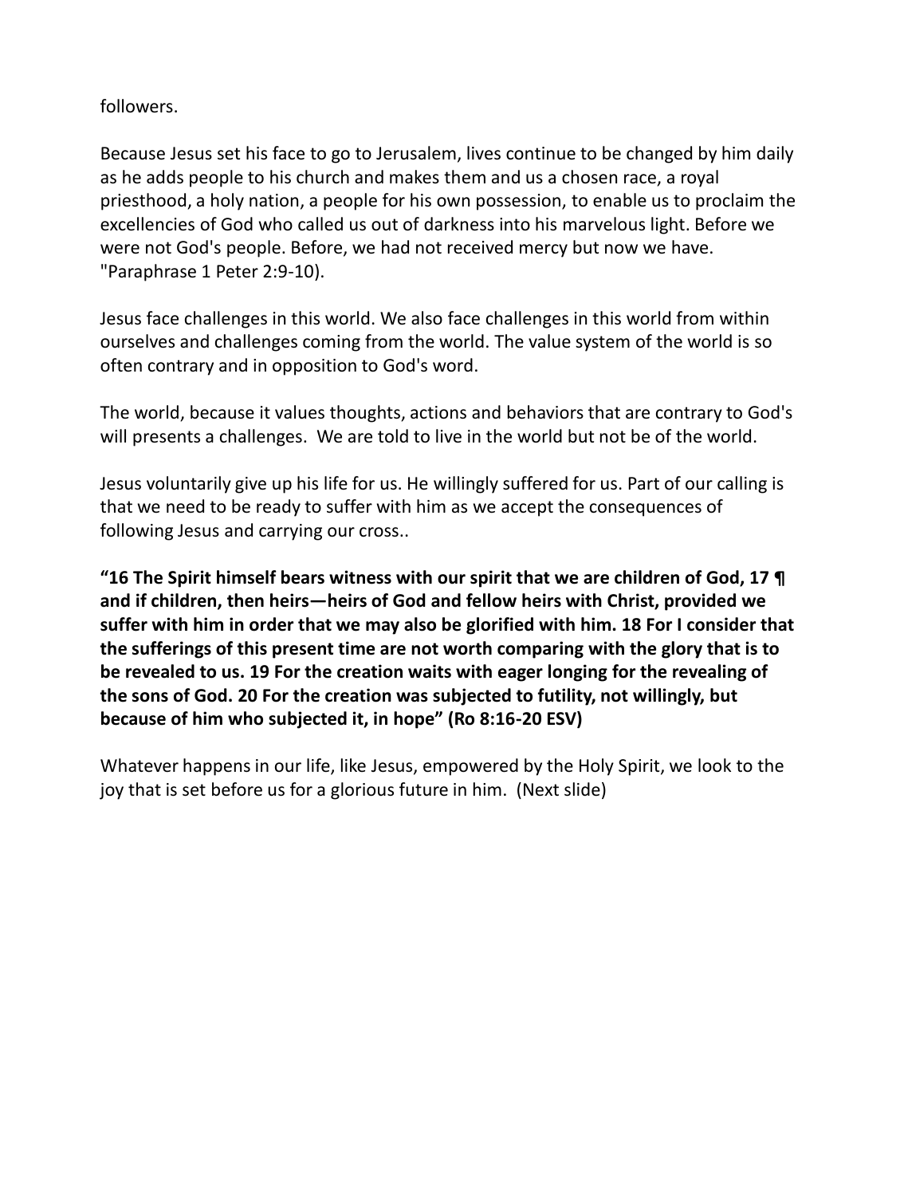followers.

Because Jesus set his face to go to Jerusalem, lives continue to be changed by him daily as he adds people to his church and makes them and us a chosen race, a royal priesthood, a holy nation, a people for his own possession, to enable us to proclaim the excellencies of God who called us out of darkness into his marvelous light. Before we were not God's people. Before, we had not received mercy but now we have. "Paraphrase 1 Peter 2:9-10).

Jesus face challenges in this world. We also face challenges in this world from within ourselves and challenges coming from the world. The value system of the world is so often contrary and in opposition to God's word.

The world, because it values thoughts, actions and behaviors that are contrary to God's will presents a challenges. We are told to live in the world but not be of the world.

Jesus voluntarily give up his life for us. He willingly suffered for us. Part of our calling is that we need to be ready to suffer with him as we accept the consequences of following Jesus and carrying our cross..

**"16 The Spirit himself bears witness with our spirit that we are children of God, 17 ¶ and if children, then heirs—heirs of God and fellow heirs with Christ, provided we suffer with him in order that we may also be glorified with him. 18 For I consider that the sufferings of this present time are not worth comparing with the glory that is to be revealed to us. 19 For the creation waits with eager longing for the revealing of the sons of God. 20 For the creation was subjected to futility, not willingly, but because of him who subjected it, in hope" (Ro 8:16-20 ESV)**

Whatever happens in our life, like Jesus, empowered by the Holy Spirit, we look to the joy that is set before us for a glorious future in him. (Next slide)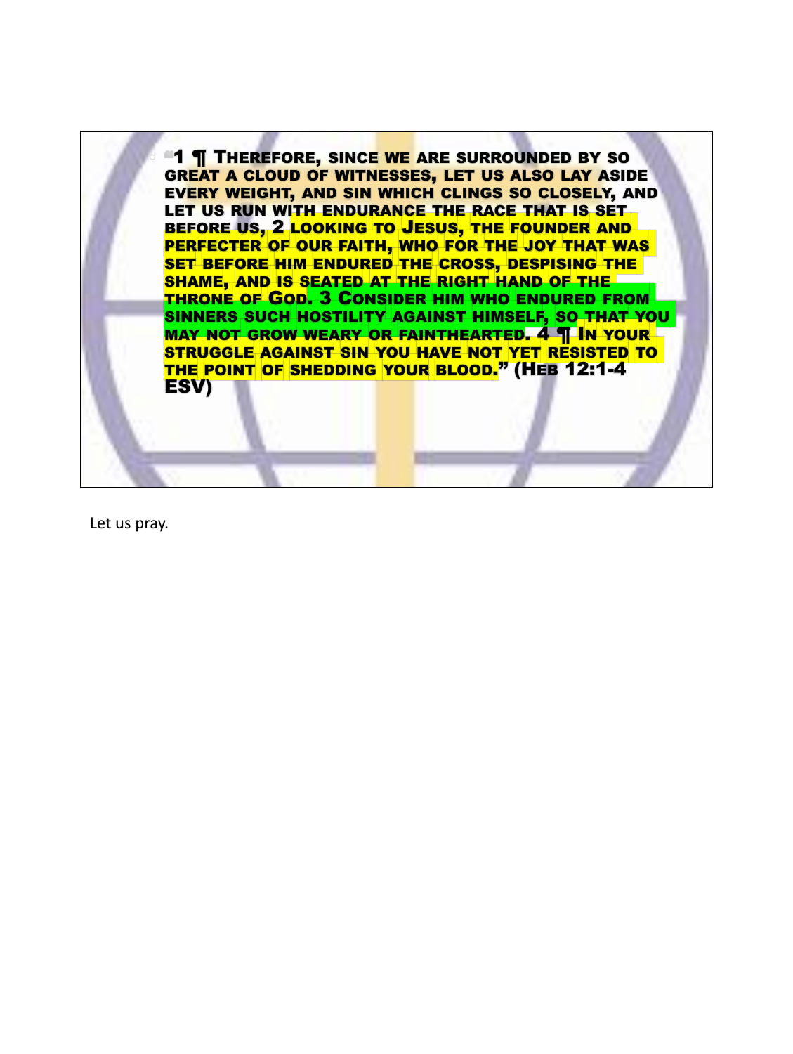"1 ¶ Therefore, since we are surrounded by so great a cloud of witnesses, let us also lay aside every weight, and sin which clings so closely, and let us run with endurance the race that is set before us, 2 looking to Jesus, the founder and perfecter of our faith, who for the joy that was set before him endured the cross, despising the shame, and is seated at the right hand of the throne of God. 3 Consider him who endured from sinners such hostility against himself, so that you may not grow weary or fainthearted. 4 ¶ In your struggle against sin you have not yet resisted to the point of shedding your blood." (Heb 12:1-4 ESV)

Let us pray.